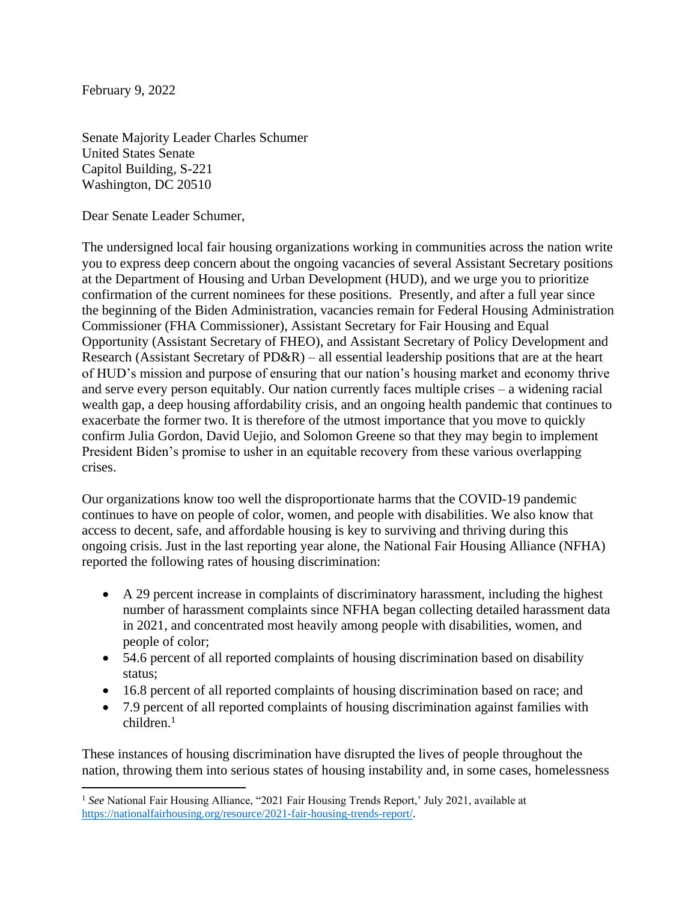February 9, 2022

Senate Majority Leader Charles Schumer
United States Senate
Capitol Building, S-221
Washington, DC 20510

Dear Senate Leader Schumer,

The undersigned local fair housing organizations working in communities across the nation write you to express deep concern about the ongoing vacancies of several Assistant Secretary positions at the Department of Housing and Urban Development (HUD), and we urge you to prioritize confirmation of the current nominees for these positions. Presently, and after a full year since the beginning of the Biden Administration, vacancies remain for Federal Housing Administration Commissioner (FHA Commissioner), Assistant Secretary for Fair Housing and Equal Opportunity (Assistant Secretary of FHEO), and Assistant Secretary of Policy Development and Research (Assistant Secretary of PD&R) – all essential leadership positions that are at the heart of HUD's mission and purpose of ensuring that our nation's housing market and economy thrive and serve every person equitably. Our nation currently faces multiple crises – a widening racial wealth gap, a deep housing affordability crisis, and an ongoing health pandemic that continues to exacerbate the former two. It is therefore of the utmost importance that you move to quickly confirm Julia Gordon, David Uejio, and Solomon Greene so that they may begin to implement President Biden's promise to usher in an equitable recovery from these various overlapping crises.

Our organizations know too well the disproportionate harms that the COVID-19 pandemic continues to have on people of color, women, and people with disabilities. We also know that access to decent, safe, and affordable housing is key to surviving and thriving during this ongoing crisis. Just in the last reporting year alone, the National Fair Housing Alliance (NFHA) reported the following rates of housing discrimination:

- A 29 percent increase in complaints of discriminatory harassment, including the highest number of harassment complaints since NFHA began collecting detailed harassment data in 2021, and concentrated most heavily among people with disabilities, women, and people of color;
- 54.6 percent of all reported complaints of housing discrimination based on disability status;
- 16.8 percent of all reported complaints of housing discrimination based on race; and
- 7.9 percent of all reported complaints of housing discrimination against families with children.[1]

These instances of housing discrimination have disrupted the lives of people throughout the nation, throwing them into serious states of housing instability and, in some cases, homelessness

---

[1] *See* National Fair Housing Alliance, "2021 Fair Housing Trends Report,' July 2021, available at https://nationalfairhousing.org/resource/2021-fair-housing-trends-report/.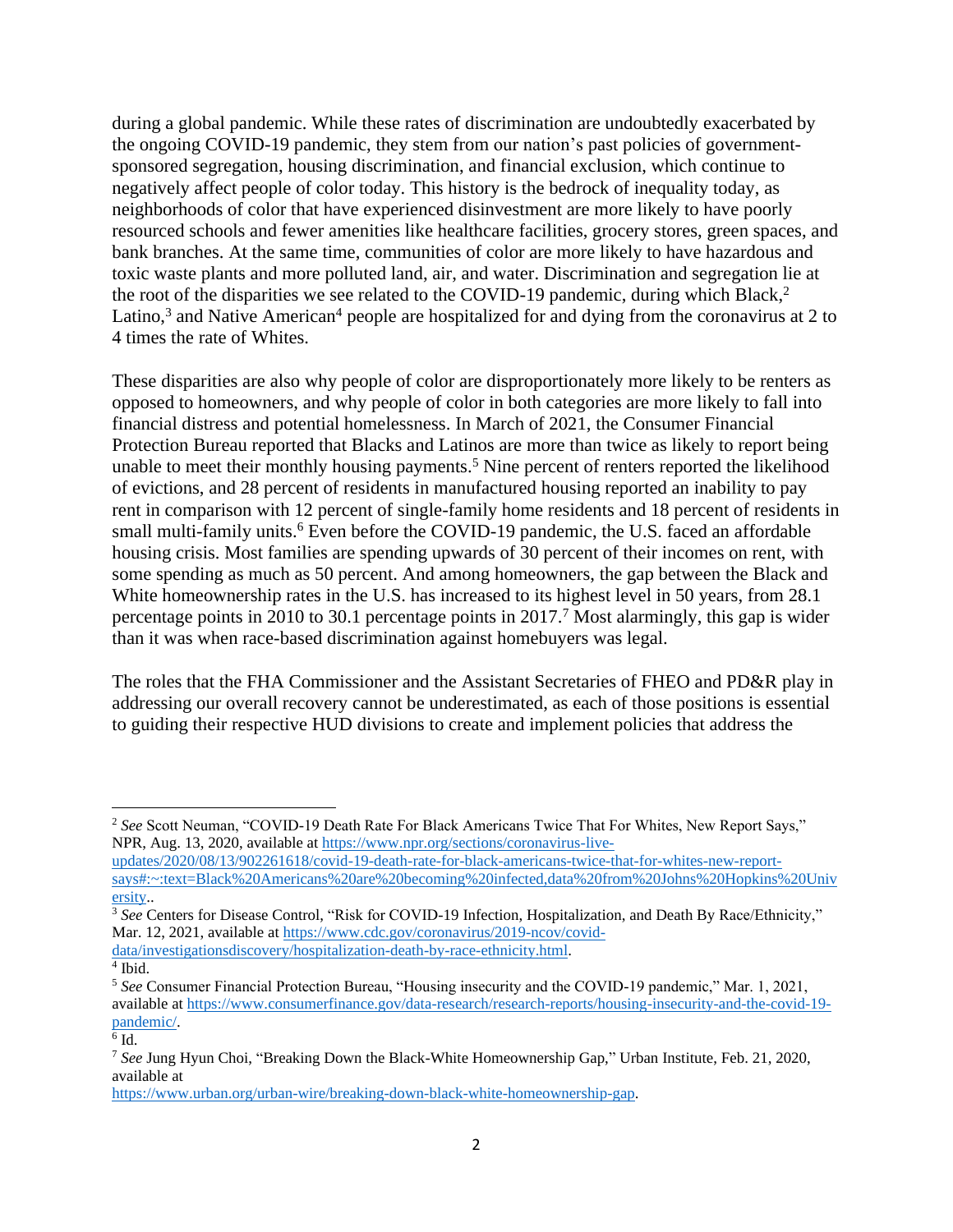during a global pandemic. While these rates of discrimination are undoubtedly exacerbated by the ongoing COVID-19 pandemic, they stem from our nation's past policies of government-sponsored segregation, housing discrimination, and financial exclusion, which continue to negatively affect people of color today. This history is the bedrock of inequality today, as neighborhoods of color that have experienced disinvestment are more likely to have poorly resourced schools and fewer amenities like healthcare facilities, grocery stores, green spaces, and bank branches. At the same time, communities of color are more likely to have hazardous and toxic waste plants and more polluted land, air, and water. Discrimination and segregation lie at the root of the disparities we see related to the COVID-19 pandemic, during which Black,[2] Latino,[3] and Native American[4] people are hospitalized for and dying from the coronavirus at 2 to 4 times the rate of Whites.

These disparities are also why people of color are disproportionately more likely to be renters as opposed to homeowners, and why people of color in both categories are more likely to fall into financial distress and potential homelessness. In March of 2021, the Consumer Financial Protection Bureau reported that Blacks and Latinos are more than twice as likely to report being unable to meet their monthly housing payments.[5] Nine percent of renters reported the likelihood of evictions, and 28 percent of residents in manufactured housing reported an inability to pay rent in comparison with 12 percent of single-family home residents and 18 percent of residents in small multi-family units.[6] Even before the COVID-19 pandemic, the U.S. faced an affordable housing crisis. Most families are spending upwards of 30 percent of their incomes on rent, with some spending as much as 50 percent. And among homeowners, the gap between the Black and White homeownership rates in the U.S. has increased to its highest level in 50 years, from 28.1 percentage points in 2010 to 30.1 percentage points in 2017.[7] Most alarmingly, this gap is wider than it was when race-based discrimination against homebuyers was legal.

The roles that the FHA Commissioner and the Assistant Secretaries of FHEO and PD&R play in addressing our overall recovery cannot be underestimated, as each of those positions is essential to guiding their respective HUD divisions to create and implement policies that address the

---

[2] *See* Scott Neuman, "COVID-19 Death Rate For Black Americans Twice That For Whites, New Report Says," NPR, Aug. 13, 2020, available at https://www.npr.org/sections/coronavirus-live-updates/2020/08/13/902261618/covid-19-death-rate-for-black-americans-twice-that-for-whites-new-report-says#:~:text=Black%20Americans%20are%20becoming%20infected,data%20from%20Johns%20Hopkins%20University..

[3] *See* Centers for Disease Control, "Risk for COVID-19 Infection, Hospitalization, and Death By Race/Ethnicity," Mar. 12, 2021, available at https://www.cdc.gov/coronavirus/2019-ncov/covid-data/investigationsdiscovery/hospitalization-death-by-race-ethnicity.html.

[4] Ibid.

[5] *See* Consumer Financial Protection Bureau, "Housing insecurity and the COVID-19 pandemic," Mar. 1, 2021, available at https://www.consumerfinance.gov/data-research/research-reports/housing-insecurity-and-the-covid-19-pandemic/.

[6] Id.

[7] *See* Jung Hyun Choi, "Breaking Down the Black-White Homeownership Gap," Urban Institute, Feb. 21, 2020, available at https://www.urban.org/urban-wire/breaking-down-black-white-homeownership-gap.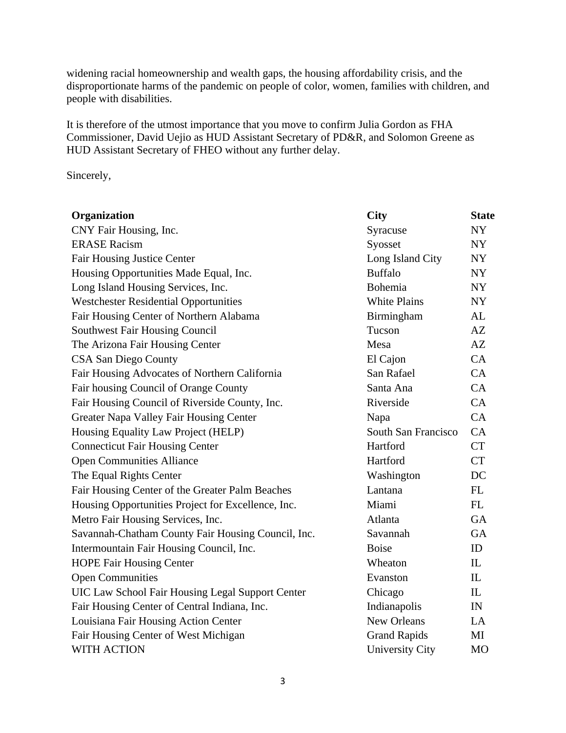widening racial homeownership and wealth gaps, the housing affordability crisis, and the disproportionate harms of the pandemic on people of color, women, families with children, and people with disabilities.

It is therefore of the utmost importance that you move to confirm Julia Gordon as FHA Commissioner, David Uejio as HUD Assistant Secretary of PD&R, and Solomon Greene as HUD Assistant Secretary of FHEO without any further delay.

Sincerely,

| **Organization** | **City** | **State** |
|---|---|---|
| CNY Fair Housing, Inc. | Syracuse | NY |
| ERASE Racism | Syosset | NY |
| Fair Housing Justice Center | Long Island City | NY |
| Housing Opportunities Made Equal, Inc. | Buffalo | NY |
| Long Island Housing Services, Inc. | Bohemia | NY |
| Westchester Residential Opportunities | White Plains | NY |
| Fair Housing Center of Northern Alabama | Birmingham | AL |
| Southwest Fair Housing Council | Tucson | AZ |
| The Arizona Fair Housing Center | Mesa | AZ |
| CSA San Diego County | El Cajon | CA |
| Fair Housing Advocates of Northern California | San Rafael | CA |
| Fair housing Council of Orange County | Santa Ana | CA |
| Fair Housing Council of Riverside County, Inc. | Riverside | CA |
| Greater Napa Valley Fair Housing Center | Napa | CA |
| Housing Equality Law Project (HELP) | South San Francisco | CA |
| Connecticut Fair Housing Center | Hartford | CT |
| Open Communities Alliance | Hartford | CT |
| The Equal Rights Center | Washington | DC |
| Fair Housing Center of the Greater Palm Beaches | Lantana | FL |
| Housing Opportunities Project for Excellence, Inc. | Miami | FL |
| Metro Fair Housing Services, Inc. | Atlanta | GA |
| Savannah-Chatham County Fair Housing Council, Inc. | Savannah | GA |
| Intermountain Fair Housing Council, Inc. | Boise | ID |
| HOPE Fair Housing Center | Wheaton | IL |
| Open Communities | Evanston | IL |
| UIC Law School Fair Housing Legal Support Center | Chicago | IL |
| Fair Housing Center of Central Indiana, Inc. | Indianapolis | IN |
| Louisiana Fair Housing Action Center | New Orleans | LA |
| Fair Housing Center of West Michigan | Grand Rapids | MI |
| WITH ACTION | University City | MO |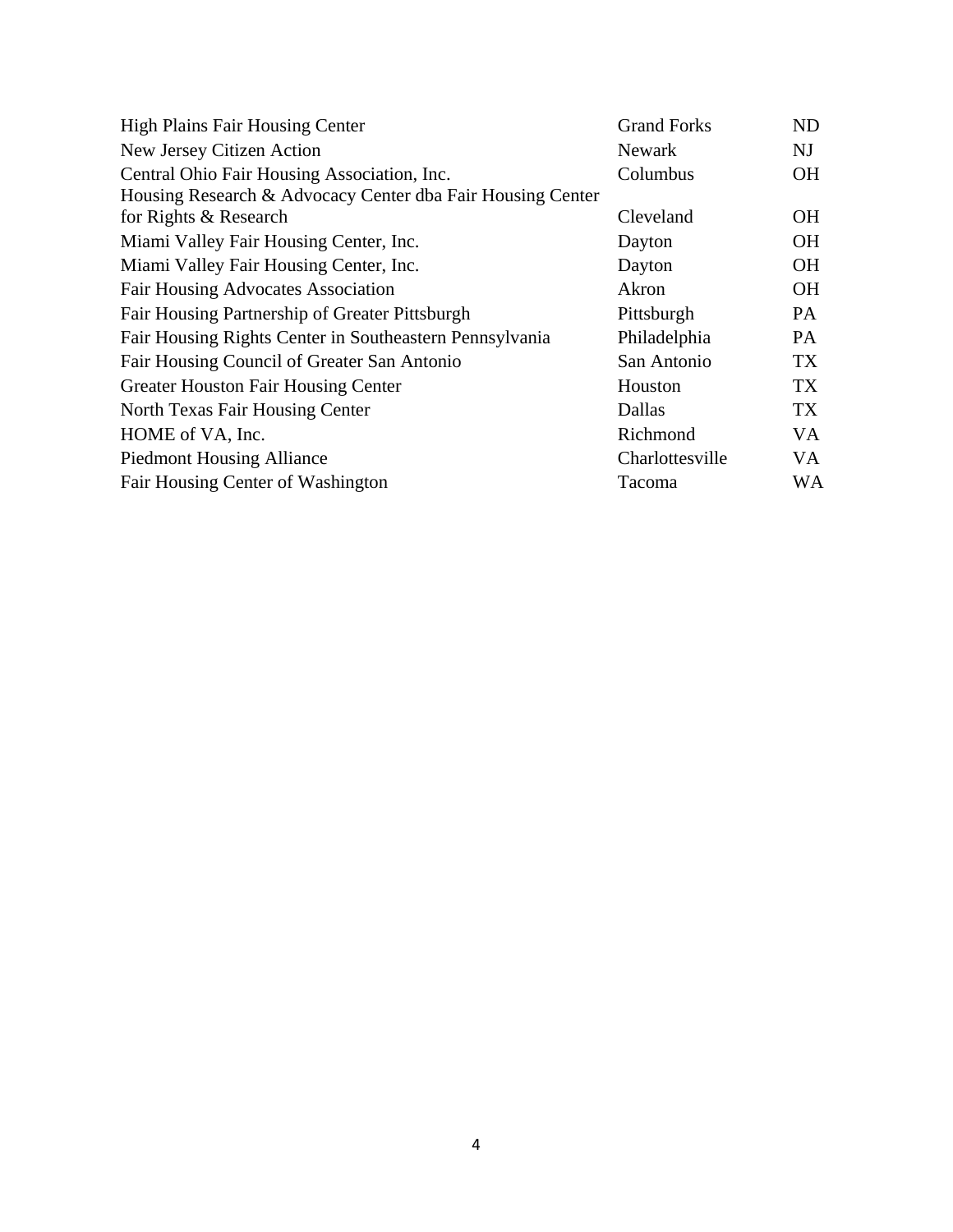| | | |
|---|---|---|
| High Plains Fair Housing Center | Grand Forks | ND |
| New Jersey Citizen Action | Newark | NJ |
| Central Ohio Fair Housing Association, Inc. | Columbus | OH |
| Housing Research & Advocacy Center dba Fair Housing Center for Rights & Research | Cleveland | OH |
| Miami Valley Fair Housing Center, Inc. | Dayton | OH |
| Miami Valley Fair Housing Center, Inc. | Dayton | OH |
| Fair Housing Advocates Association | Akron | OH |
| Fair Housing Partnership of Greater Pittsburgh | Pittsburgh | PA |
| Fair Housing Rights Center in Southeastern Pennsylvania | Philadelphia | PA |
| Fair Housing Council of Greater San Antonio | San Antonio | TX |
| Greater Houston Fair Housing Center | Houston | TX |
| North Texas Fair Housing Center | Dallas | TX |
| HOME of VA, Inc. | Richmond | VA |
| Piedmont Housing Alliance | Charlottesville | VA |
| Fair Housing Center of Washington | Tacoma | WA |